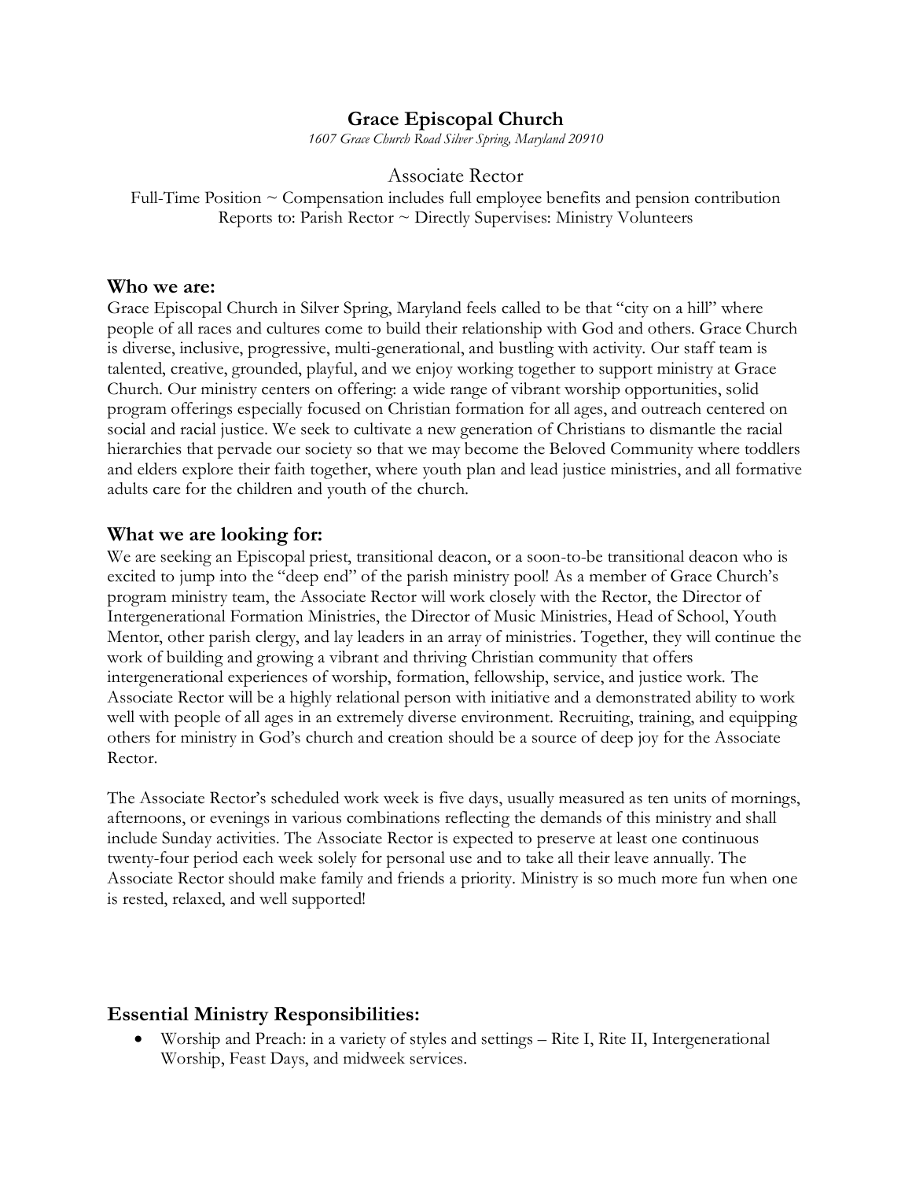# Grace Episcopal Church

*1607 Grace Church Road Silver Spring, Maryland 20910*

## Associate Rector

Full-Time Position ~ Compensation includes full employee benefits and pension contribution
Reports to: Parish Rector ~ Directly Supervises: Ministry Volunteers

### Who we are:

Grace Episcopal Church in Silver Spring, Maryland feels called to be that "city on a hill" where people of all races and cultures come to build their relationship with God and others. Grace Church is diverse, inclusive, progressive, multi-generational, and bustling with activity. Our staff team is talented, creative, grounded, playful, and we enjoy working together to support ministry at Grace Church. Our ministry centers on offering: a wide range of vibrant worship opportunities, solid program offerings especially focused on Christian formation for all ages, and outreach centered on social and racial justice. We seek to cultivate a new generation of Christians to dismantle the racial hierarchies that pervade our society so that we may become the Beloved Community where toddlers and elders explore their faith together, where youth plan and lead justice ministries, and all formative adults care for the children and youth of the church.

### What we are looking for:

We are seeking an Episcopal priest, transitional deacon, or a soon-to-be transitional deacon who is excited to jump into the "deep end" of the parish ministry pool! As a member of Grace Church's program ministry team, the Associate Rector will work closely with the Rector, the Director of Intergenerational Formation Ministries, the Director of Music Ministries, Head of School, Youth Mentor, other parish clergy, and lay leaders in an array of ministries. Together, they will continue the work of building and growing a vibrant and thriving Christian community that offers intergenerational experiences of worship, formation, fellowship, service, and justice work. The Associate Rector will be a highly relational person with initiative and a demonstrated ability to work well with people of all ages in an extremely diverse environment. Recruiting, training, and equipping others for ministry in God's church and creation should be a source of deep joy for the Associate Rector.

The Associate Rector's scheduled work week is five days, usually measured as ten units of mornings, afternoons, or evenings in various combinations reflecting the demands of this ministry and shall include Sunday activities. The Associate Rector is expected to preserve at least one continuous twenty-four period each week solely for personal use and to take all their leave annually. The Associate Rector should make family and friends a priority. Ministry is so much more fun when one is rested, relaxed, and well supported!

### Essential Ministry Responsibilities:

- Worship and Preach: in a variety of styles and settings – Rite I, Rite II, Intergenerational Worship, Feast Days, and midweek services.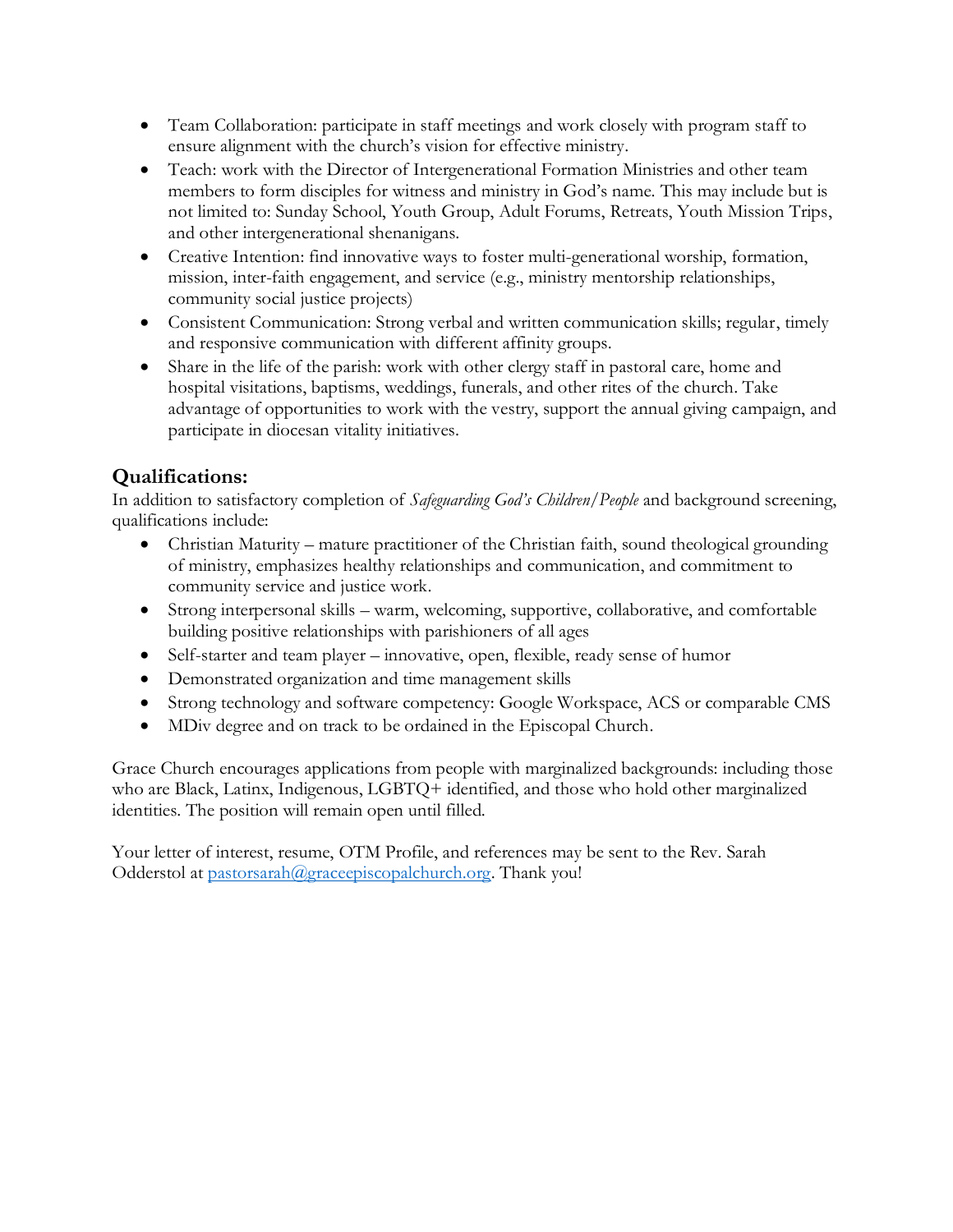- Team Collaboration: participate in staff meetings and work closely with program staff to ensure alignment with the church's vision for effective ministry.
- Teach: work with the Director of Intergenerational Formation Ministries and other team members to form disciples for witness and ministry in God's name. This may include but is not limited to: Sunday School, Youth Group, Adult Forums, Retreats, Youth Mission Trips, and other intergenerational shenanigans.
- Creative Intention: find innovative ways to foster multi-generational worship, formation, mission, inter-faith engagement, and service (e.g., ministry mentorship relationships, community social justice projects)
- Consistent Communication: Strong verbal and written communication skills; regular, timely and responsive communication with different affinity groups.
- Share in the life of the parish: work with other clergy staff in pastoral care, home and hospital visitations, baptisms, weddings, funerals, and other rites of the church. Take advantage of opportunities to work with the vestry, support the annual giving campaign, and participate in diocesan vitality initiatives.

## Qualifications:

In addition to satisfactory completion of *Safeguarding God's Children/People* and background screening, qualifications include:

- Christian Maturity – mature practitioner of the Christian faith, sound theological grounding of ministry, emphasizes healthy relationships and communication, and commitment to community service and justice work.
- Strong interpersonal skills – warm, welcoming, supportive, collaborative, and comfortable building positive relationships with parishioners of all ages
- Self-starter and team player – innovative, open, flexible, ready sense of humor
- Demonstrated organization and time management skills
- Strong technology and software competency: Google Workspace, ACS or comparable CMS
- MDiv degree and on track to be ordained in the Episcopal Church.

Grace Church encourages applications from people with marginalized backgrounds: including those who are Black, Latinx, Indigenous, LGBTQ+ identified, and those who hold other marginalized identities. The position will remain open until filled.

Your letter of interest, resume, OTM Profile, and references may be sent to the Rev. Sarah Odderstol at [pastorsarah@graceepiscopalchurch.org](mailto:pastorsarah@graceepiscopalchurch.org). Thank you!